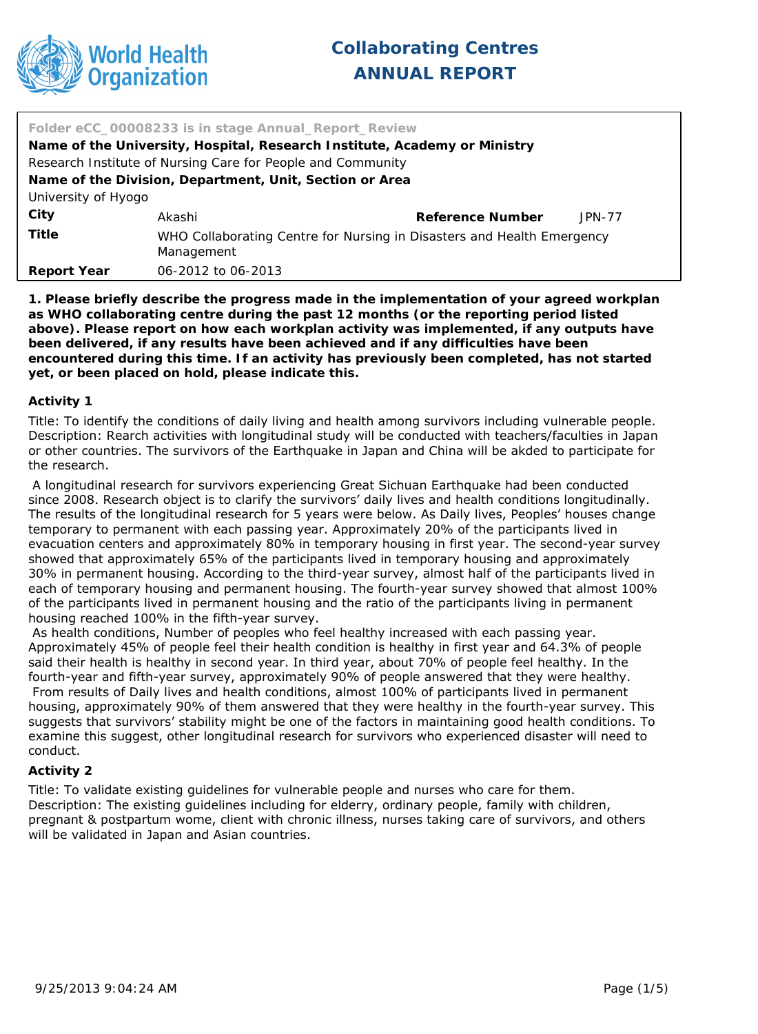# Collaborating Centres ANNUAL REPORT

World Health Organization

Folder eCC_00008233 is in stage Annual_Report_Review

**Name of the University, Hospital, Research Institute, Academy or Ministry**

Research Institute of Nursing Care for People and Community

**Name of the Division, Department, Unit, Section or Area**

University of Hyogo

| | | | |
|---|---|---|---|
| **City** | Akashi | **Reference Number** | JPN-77 |
| **Title** | WHO Collaborating Centre for Nursing in Disasters and Health Emergency Management | | |
| **Report Year** | 06-2012 to 06-2013 | | |

**1. Please briefly describe the progress made in the implementation of your agreed workplan as WHO collaborating centre during the past 12 months (or the reporting period listed above). Please report on how each workplan activity was implemented, if any outputs have been delivered, if any results have been achieved and if any difficulties have been encountered during this time. If an activity has previously been completed, has not started yet, or been placed on hold, please indicate this.**

### Activity 1

Title: To identify the conditions of daily living and health among survivors including vulnerable people.
Description: Rearch activities with longitudinal study will be conducted with teachers/faculties in Japan or other countries. The survivors of the Earthquake in Japan and China will be akded to participate for the research.

A longitudinal research for survivors experiencing Great Sichuan Earthquake had been conducted since 2008. Research object is to clarify the survivors' daily lives and health conditions longitudinally. The results of the longitudinal research for 5 years were below. As Daily lives, Peoples' houses change temporary to permanent with each passing year. Approximately 20% of the participants lived in evacuation centers and approximately 80% in temporary housing in first year. The second-year survey showed that approximately 65% of the participants lived in temporary housing and approximately 30% in permanent housing. According to the third-year survey, almost half of the participants lived in each of temporary housing and permanent housing. The fourth-year survey showed that almost 100% of the participants lived in permanent housing and the ratio of the participants living in permanent housing reached 100% in the fifth-year survey.

As health conditions, Number of peoples who feel healthy increased with each passing year. Approximately 45% of people feel their health condition is healthy in first year and 64.3% of people said their health is healthy in second year. In third year, about 70% of people feel healthy. In the fourth-year and fifth-year survey, approximately 90% of people answered that they were healthy.

From results of Daily lives and health conditions, almost 100% of participants lived in permanent housing, approximately 90% of them answered that they were healthy in the fourth-year survey. This suggests that survivors' stability might be one of the factors in maintaining good health conditions. To examine this suggest, other longitudinal research for survivors who experienced disaster will need to conduct.

### Activity 2

Title: To validate existing guidelines for vulnerable people and nurses who care for them.
Description: The existing guidelines including for elderry, ordinary people, family with children, pregnant & postpartum wome, client with chronic illness, nurses taking care of survivors, and others will be validated in Japan and Asian countries.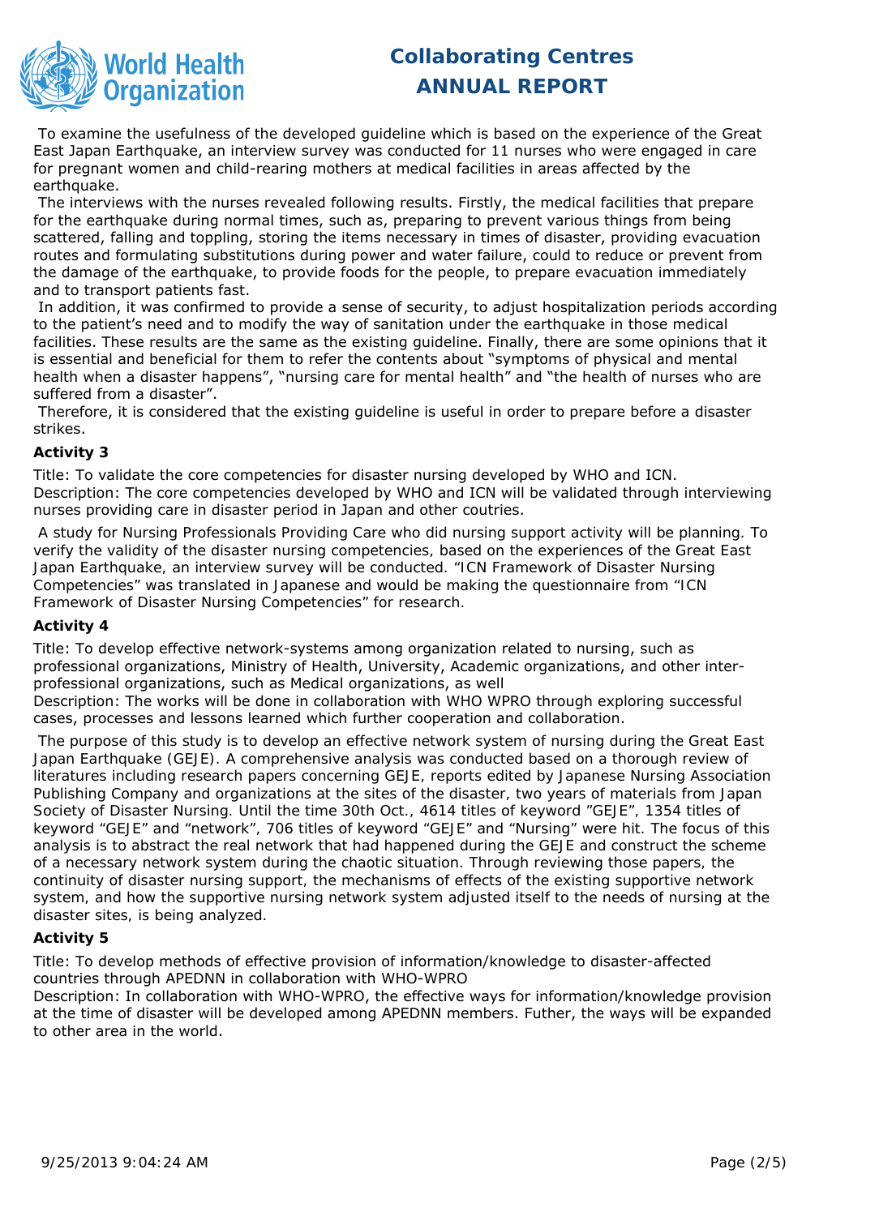To examine the usefulness of the developed guideline which is based on the experience of the Great East Japan Earthquake, an interview survey was conducted for 11 nurses who were engaged in care for pregnant women and child-rearing mothers at medical facilities in areas affected by the earthquake.

The interviews with the nurses revealed following results. Firstly, the medical facilities that prepare for the earthquake during normal times, such as, preparing to prevent various things from being scattered, falling and toppling, storing the items necessary in times of disaster, providing evacuation routes and formulating substitutions during power and water failure, could to reduce or prevent from the damage of the earthquake, to provide foods for the people, to prepare evacuation immediately and to transport patients fast.

In addition, it was confirmed to provide a sense of security, to adjust hospitalization periods according to the patient's need and to modify the way of sanitation under the earthquake in those medical facilities. These results are the same as the existing guideline. Finally, there are some opinions that it is essential and beneficial for them to refer the contents about "symptoms of physical and mental health when a disaster happens", "nursing care for mental health" and "the health of nurses who are suffered from a disaster".

Therefore, it is considered that the existing guideline is useful in order to prepare before a disaster strikes.

**Activity 3**

Title: To validate the core competencies for disaster nursing developed by WHO and ICN.
Description: The core competencies developed by WHO and ICN will be validated through interviewing nurses providing care in disaster period in Japan and other coutries.

A study for Nursing Professionals Providing Care who did nursing support activity will be planning. To verify the validity of the disaster nursing competencies, based on the experiences of the Great East Japan Earthquake, an interview survey will be conducted. "ICN Framework of Disaster Nursing Competencies" was translated in Japanese and would be making the questionnaire from "ICN Framework of Disaster Nursing Competencies" for research.

**Activity 4**

Title: To develop effective network-systems among organization related to nursing, such as professional organizations, Ministry of Health, University, Academic organizations, and other inter-professional organizations, such as Medical organizations, as well
Description: The works will be done in collaboration with WHO WPRO through exploring successful cases, processes and lessons learned which further cooperation and collaboration.

The purpose of this study is to develop an effective network system of nursing during the Great East Japan Earthquake (GEJE). A comprehensive analysis was conducted based on a thorough review of literatures including research papers concerning GEJE, reports edited by Japanese Nursing Association Publishing Company and organizations at the sites of the disaster, two years of materials from Japan Society of Disaster Nursing. Until the time 30th Oct., 4614 titles of keyword "GEJE", 1354 titles of keyword "GEJE" and "network", 706 titles of keyword "GEJE" and "Nursing" were hit. The focus of this analysis is to abstract the real network that had happened during the GEJE and construct the scheme of a necessary network system during the chaotic situation. Through reviewing those papers, the continuity of disaster nursing support, the mechanisms of effects of the existing supportive network system, and how the supportive nursing network system adjusted itself to the needs of nursing at the disaster sites, is being analyzed.

**Activity 5**

Title: To develop methods of effective provision of information/knowledge to disaster-affected countries through APEDNN in collaboration with WHO-WPRO
Description: In collaboration with WHO-WPRO, the effective ways for information/knowledge provision at the time of disaster will be developed among APEDNN members. Futher, the ways will be expanded to other area in the world.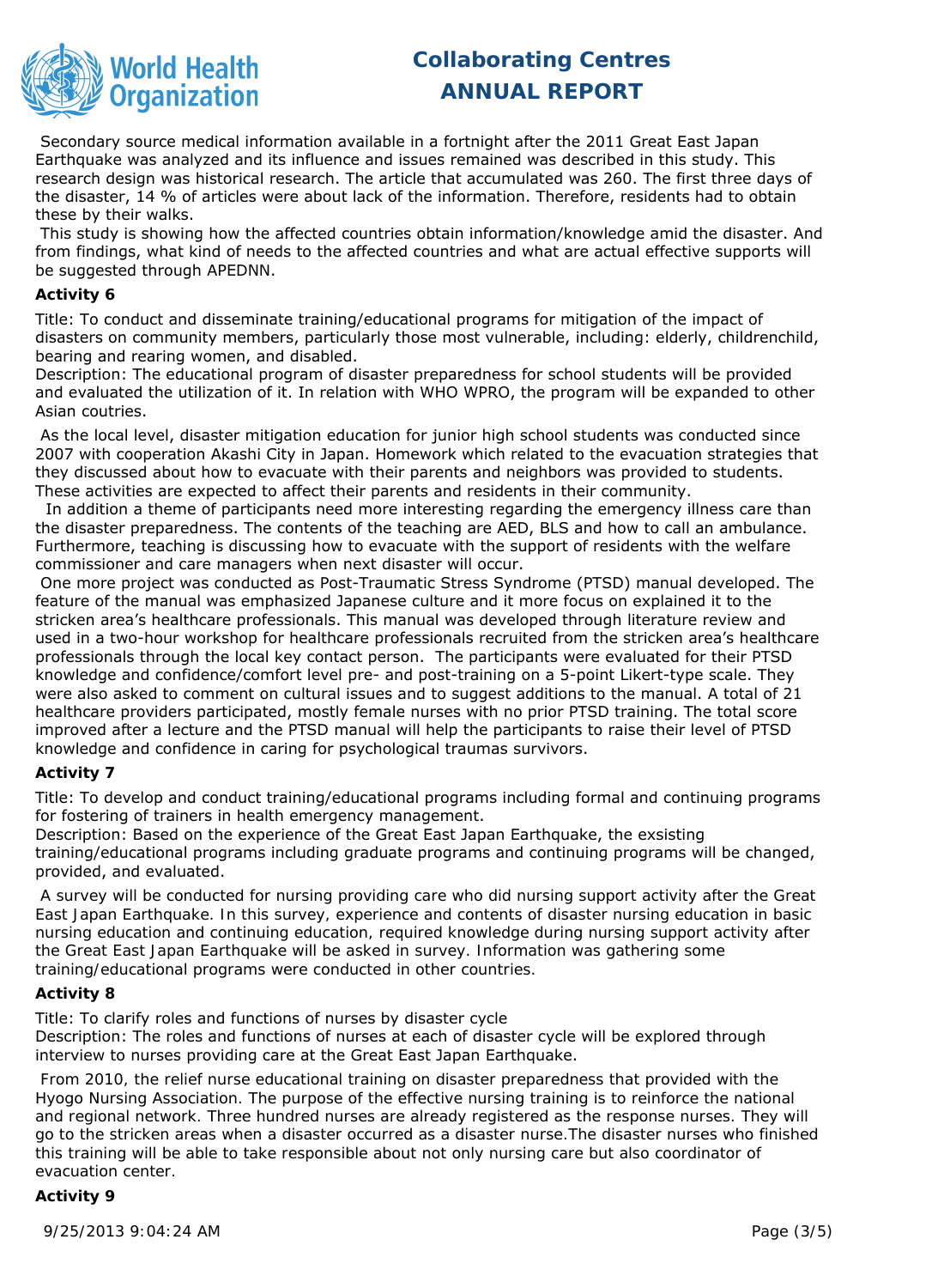Secondary source medical information available in a fortnight after the 2011 Great East Japan Earthquake was analyzed and its influence and issues remained was described in this study. This research design was historical research. The article that accumulated was 260. The first three days of the disaster, 14 % of articles were about lack of the information. Therefore, residents had to obtain these by their walks.

This study is showing how the affected countries obtain information/knowledge amid the disaster. And from findings, what kind of needs to the affected countries and what are actual effective supports will be suggested through APEDNN.

**Activity 6**

Title: To conduct and disseminate training/educational programs for mitigation of the impact of disasters on community members, particularly those most vulnerable, including: elderly, childrenchild, bearing and rearing women, and disabled.
Description: The educational program of disaster preparedness for school students will be provided and evaluated the utilization of it. In relation with WHO WPRO, the program will be expanded to other Asian coutries.

As the local level, disaster mitigation education for junior high school students was conducted since 2007 with cooperation Akashi City in Japan. Homework which related to the evacuation strategies that they discussed about how to evacuate with their parents and neighbors was provided to students. These activities are expected to affect their parents and residents in their community.

In addition a theme of participants need more interesting regarding the emergency illness care than the disaster preparedness. The contents of the teaching are AED, BLS and how to call an ambulance. Furthermore, teaching is discussing how to evacuate with the support of residents with the welfare commissioner and care managers when next disaster will occur.

One more project was conducted as Post-Traumatic Stress Syndrome (PTSD) manual developed. The feature of the manual was emphasized Japanese culture and it more focus on explained it to the stricken area's healthcare professionals. This manual was developed through literature review and used in a two-hour workshop for healthcare professionals recruited from the stricken area's healthcare professionals through the local key contact person. The participants were evaluated for their PTSD knowledge and confidence/comfort level pre- and post-training on a 5-point Likert-type scale. They were also asked to comment on cultural issues and to suggest additions to the manual. A total of 21 healthcare providers participated, mostly female nurses with no prior PTSD training. The total score improved after a lecture and the PTSD manual will help the participants to raise their level of PTSD knowledge and confidence in caring for psychological traumas survivors.

**Activity 7**

Title: To develop and conduct training/educational programs including formal and continuing programs for fostering of trainers in health emergency management.
Description: Based on the experience of the Great East Japan Earthquake, the exsisting training/educational programs including graduate programs and continuing programs will be changed, provided, and evaluated.

A survey will be conducted for nursing providing care who did nursing support activity after the Great East Japan Earthquake. In this survey, experience and contents of disaster nursing education in basic nursing education and continuing education, required knowledge during nursing support activity after the Great East Japan Earthquake will be asked in survey. Information was gathering some training/educational programs were conducted in other countries.

**Activity 8**

Title: To clarify roles and functions of nurses by disaster cycle
Description: The roles and functions of nurses at each of disaster cycle will be explored through interview to nurses providing care at the Great East Japan Earthquake.

From 2010, the relief nurse educational training on disaster preparedness that provided with the Hyogo Nursing Association. The purpose of the effective nursing training is to reinforce the national and regional network. Three hundred nurses are already registered as the response nurses. They will go to the stricken areas when a disaster occurred as a disaster nurse.The disaster nurses who finished this training will be able to take responsible about not only nursing care but also coordinator of evacuation center.

**Activity 9**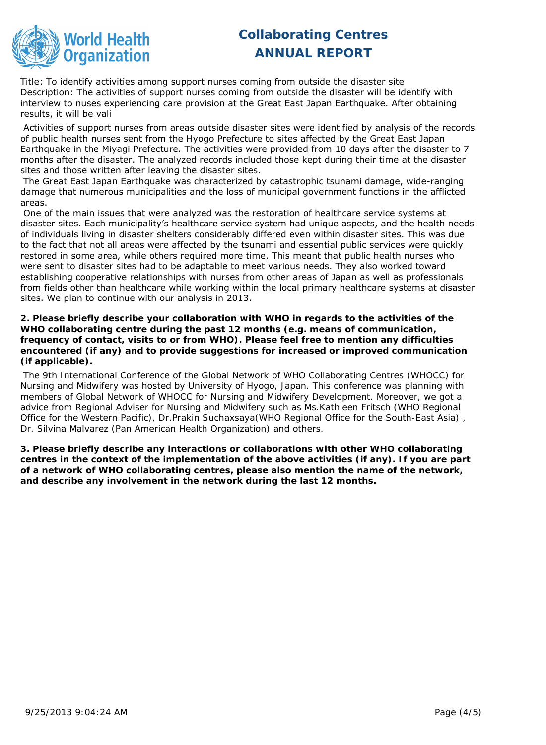Title: To identify activities among support nurses coming from outside the disaster site
Description: The activities of support nurses coming from outside the disaster will be identify with interview to nuses experiencing care provision at the Great East Japan Earthquake. After obtaining results, it will be vali

Activities of support nurses from areas outside disaster sites were identified by analysis of the records of public health nurses sent from the Hyogo Prefecture to sites affected by the Great East Japan Earthquake in the Miyagi Prefecture. The activities were provided from 10 days after the disaster to 7 months after the disaster. The analyzed records included those kept during their time at the disaster sites and those written after leaving the disaster sites.

The Great East Japan Earthquake was characterized by catastrophic tsunami damage, wide-ranging damage that numerous municipalities and the loss of municipal government functions in the afflicted areas.

One of the main issues that were analyzed was the restoration of healthcare service systems at disaster sites. Each municipality's healthcare service system had unique aspects, and the health needs of individuals living in disaster shelters considerably differed even within disaster sites. This was due to the fact that not all areas were affected by the tsunami and essential public services were quickly restored in some area, while others required more time. This meant that public health nurses who were sent to disaster sites had to be adaptable to meet various needs. They also worked toward establishing cooperative relationships with nurses from other areas of Japan as well as professionals from fields other than healthcare while working within the local primary healthcare systems at disaster sites. We plan to continue with our analysis in 2013.

**2. Please briefly describe your collaboration with WHO in regards to the activities of the WHO collaborating centre during the past 12 months (e.g. means of communication, frequency of contact, visits to or from WHO). Please feel free to mention any difficulties encountered (if any) and to provide suggestions for increased or improved communication (if applicable).**

The 9th International Conference of the Global Network of WHO Collaborating Centres (WHOCC) for Nursing and Midwifery was hosted by University of Hyogo, Japan. This conference was planning with members of Global Network of WHOCC for Nursing and Midwifery Development. Moreover, we got a advice from Regional Adviser for Nursing and Midwifery such as Ms.Kathleen Fritsch (WHO Regional Office for the Western Pacific), Dr.Prakin Suchaxsaya(WHO Regional Office for the South-East Asia) , Dr. Silvina Malvarez (Pan American Health Organization) and others.

**3. Please briefly describe any interactions or collaborations with other WHO collaborating centres in the context of the implementation of the above activities (if any). If you are part of a network of WHO collaborating centres, please also mention the name of the network, and describe any involvement in the network during the last 12 months.**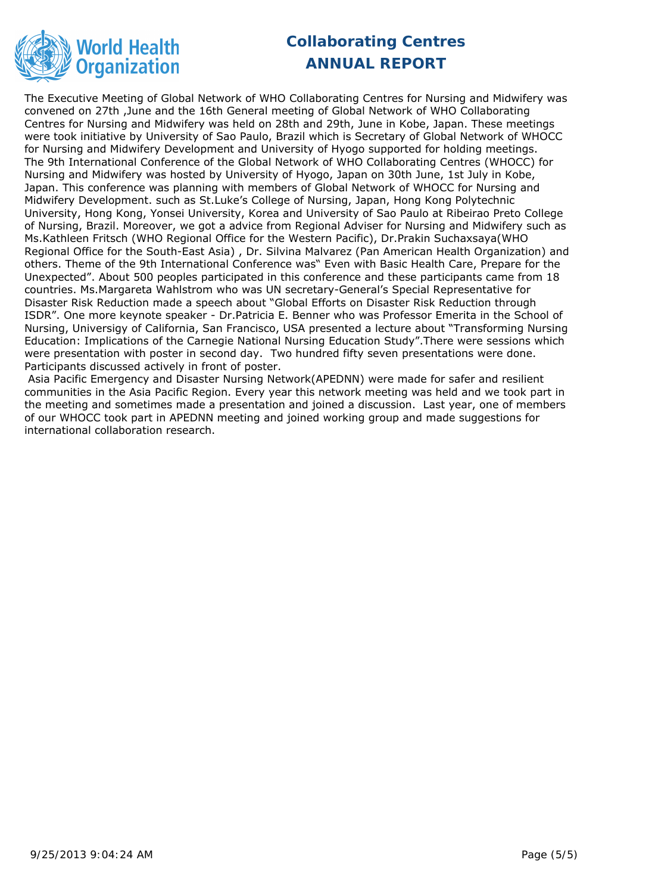The Executive Meeting of Global Network of WHO Collaborating Centres for Nursing and Midwifery was convened on 27th ,June and the 16th General meeting of Global Network of WHO Collaborating Centres for Nursing and Midwifery was held on 28th and 29th, June in Kobe, Japan. These meetings were took initiative by University of Sao Paulo, Brazil which is Secretary of Global Network of WHOCC for Nursing and Midwifery Development and University of Hyogo supported for holding meetings. The 9th International Conference of the Global Network of WHO Collaborating Centres (WHOCC) for Nursing and Midwifery was hosted by University of Hyogo, Japan on 30th June, 1st July in Kobe, Japan. This conference was planning with members of Global Network of WHOCC for Nursing and Midwifery Development. such as St.Luke's College of Nursing, Japan, Hong Kong Polytechnic University, Hong Kong, Yonsei University, Korea and University of Sao Paulo at Ribeirao Preto College of Nursing, Brazil. Moreover, we got a advice from Regional Adviser for Nursing and Midwifery such as Ms.Kathleen Fritsch (WHO Regional Office for the Western Pacific), Dr.Prakin Suchaxsaya(WHO Regional Office for the South-East Asia) , Dr. Silvina Malvarez (Pan American Health Organization) and others. Theme of the 9th International Conference was" Even with Basic Health Care, Prepare for the Unexpected". About 500 peoples participated in this conference and these participants came from 18 countries. Ms.Margareta Wahlstrom who was UN secretary-General's Special Representative for Disaster Risk Reduction made a speech about "Global Efforts on Disaster Risk Reduction through ISDR". One more keynote speaker - Dr.Patricia E. Benner who was Professor Emerita in the School of Nursing, Universigy of California, San Francisco, USA presented a lecture about "Transforming Nursing Education: Implications of the Carnegie National Nursing Education Study".There were sessions which were presentation with poster in second day. Two hundred fifty seven presentations were done. Participants discussed actively in front of poster.

Asia Pacific Emergency and Disaster Nursing Network(APEDNN) were made for safer and resilient communities in the Asia Pacific Region. Every year this network meeting was held and we took part in the meeting and sometimes made a presentation and joined a discussion. Last year, one of members of our WHOCC took part in APEDNN meeting and joined working group and made suggestions for international collaboration research.